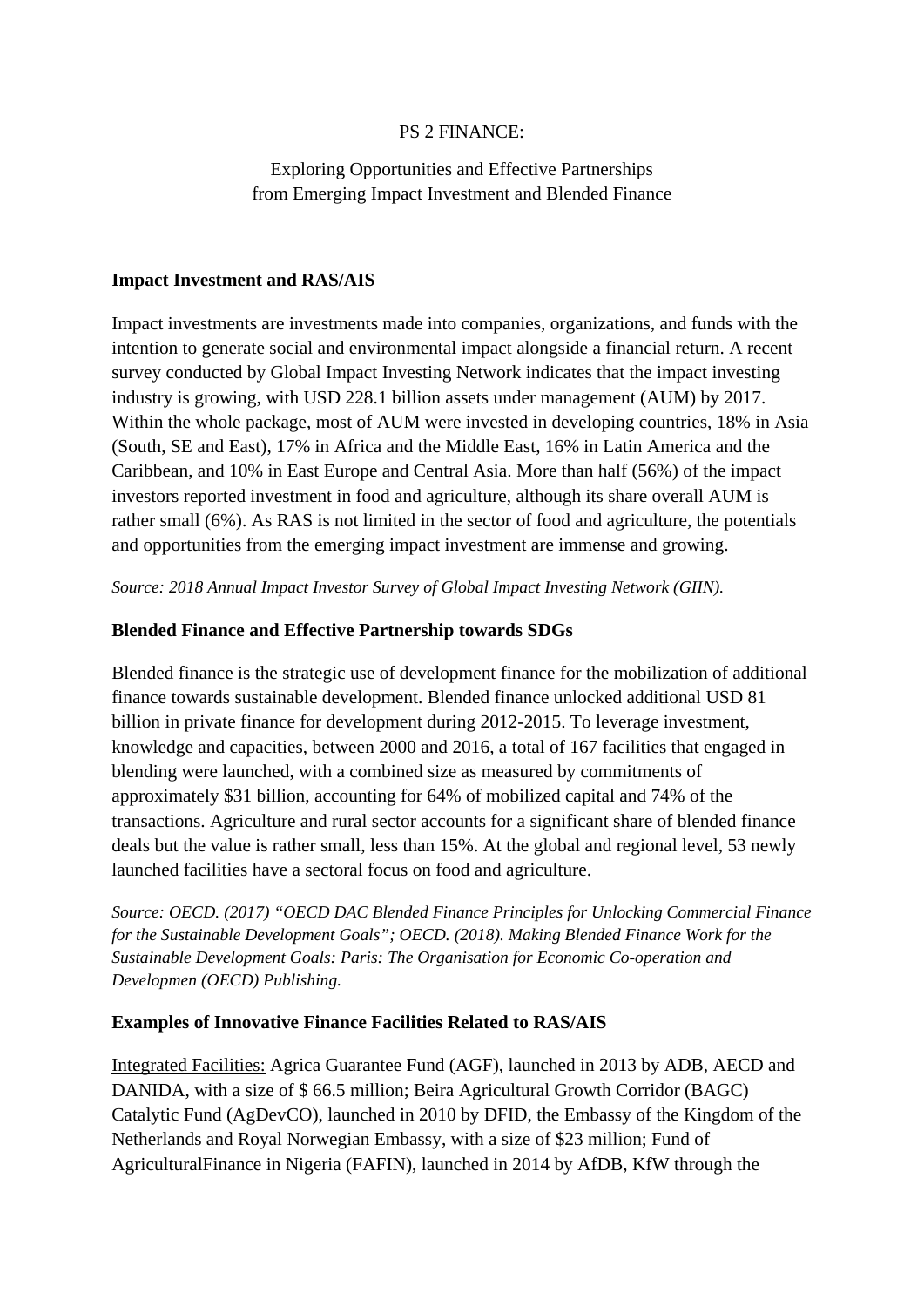PS 2 FINANCE:

Exploring Opportunities and Effective Partnerships
from Emerging Impact Investment and Blended Finance

## Impact Investment and RAS/AIS

Impact investments are investments made into companies, organizations, and funds with the intention to generate social and environmental impact alongside a financial return. A recent survey conducted by Global Impact Investing Network indicates that the impact investing industry is growing, with USD 228.1 billion assets under management (AUM) by 2017. Within the whole package, most of AUM were invested in developing countries, 18% in Asia (South, SE and East), 17% in Africa and the Middle East, 16% in Latin America and the Caribbean, and 10% in East Europe and Central Asia. More than half (56%) of the impact investors reported investment in food and agriculture, although its share overall AUM is rather small (6%). As RAS is not limited in the sector of food and agriculture, the potentials and opportunities from the emerging impact investment are immense and growing.

*Source: 2018 Annual Impact Investor Survey of Global Impact Investing Network (GIIN).*

## Blended Finance and Effective Partnership towards SDGs

Blended finance is the strategic use of development finance for the mobilization of additional finance towards sustainable development. Blended finance unlocked additional USD 81 billion in private finance for development during 2012-2015. To leverage investment, knowledge and capacities, between 2000 and 2016, a total of 167 facilities that engaged in blending were launched, with a combined size as measured by commitments of approximately $31 billion, accounting for 64% of mobilized capital and 74% of the transactions. Agriculture and rural sector accounts for a significant share of blended finance deals but the value is rather small, less than 15%. At the global and regional level, 53 newly launched facilities have a sectoral focus on food and agriculture.

*Source: OECD. (2017) "OECD DAC Blended Finance Principles for Unlocking Commercial Finance for the Sustainable Development Goals"; OECD. (2018). Making Blended Finance Work for the Sustainable Development Goals: Paris: The Organisation for Economic Co-operation and Developmen (OECD) Publishing.*

## Examples of Innovative Finance Facilities Related to RAS/AIS

<u>Integrated Facilities:</u> Agrica Guarantee Fund (AGF), launched in 2013 by ADB, AECD and DANIDA, with a size of $ 66.5 million; Beira Agricultural Growth Corridor (BAGC) Catalytic Fund (AgDevCO), launched in 2010 by DFID, the Embassy of the Kingdom of the Netherlands and Royal Norwegian Embassy, with a size of $23 million; Fund of AgriculturalFinance in Nigeria (FAFIN), launched in 2014 by AfDB, KfW through the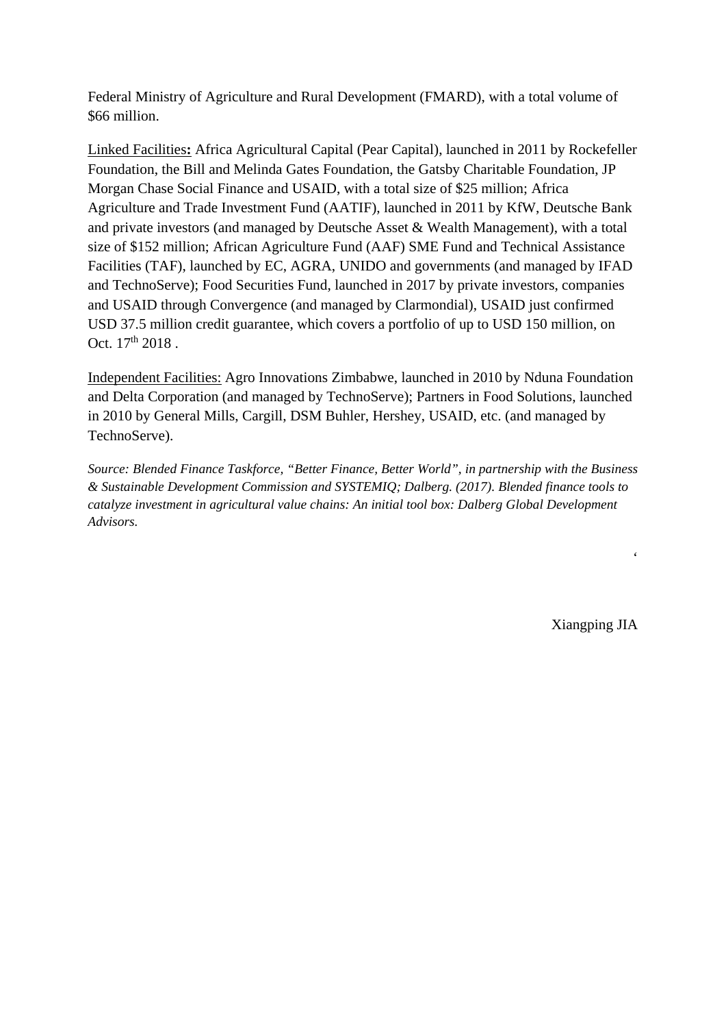Federal Ministry of Agriculture and Rural Development (FMARD), with a total volume of $66 million.

Linked Facilities**:** Africa Agricultural Capital (Pear Capital), launched in 2011 by Rockefeller Foundation, the Bill and Melinda Gates Foundation, the Gatsby Charitable Foundation, JP Morgan Chase Social Finance and USAID, with a total size of $25 million; Africa Agriculture and Trade Investment Fund (AATIF), launched in 2011 by KfW, Deutsche Bank and private investors (and managed by Deutsche Asset & Wealth Management), with a total size of $152 million; African Agriculture Fund (AAF) SME Fund and Technical Assistance Facilities (TAF), launched by EC, AGRA, UNIDO and governments (and managed by IFAD and TechnoServe); Food Securities Fund, launched in 2017 by private investors, companies and USAID through Convergence (and managed by Clarmondial), USAID just confirmed USD 37.5 million credit guarantee, which covers a portfolio of up to USD 150 million, on Oct. 17th 2018 .

Independent Facilities: Agro Innovations Zimbabwe, launched in 2010 by Nduna Foundation and Delta Corporation (and managed by TechnoServe); Partners in Food Solutions, launched in 2010 by General Mills, Cargill, DSM Buhler, Hershey, USAID, etc. (and managed by TechnoServe).

*Source: Blended Finance Taskforce, "Better Finance, Better World", in partnership with the Business & Sustainable Development Commission and SYSTEMIQ; Dalberg. (2017). Blended finance tools to catalyze investment in agricultural value chains: An initial tool box: Dalberg Global Development Advisors.*

'

Xiangping JIA